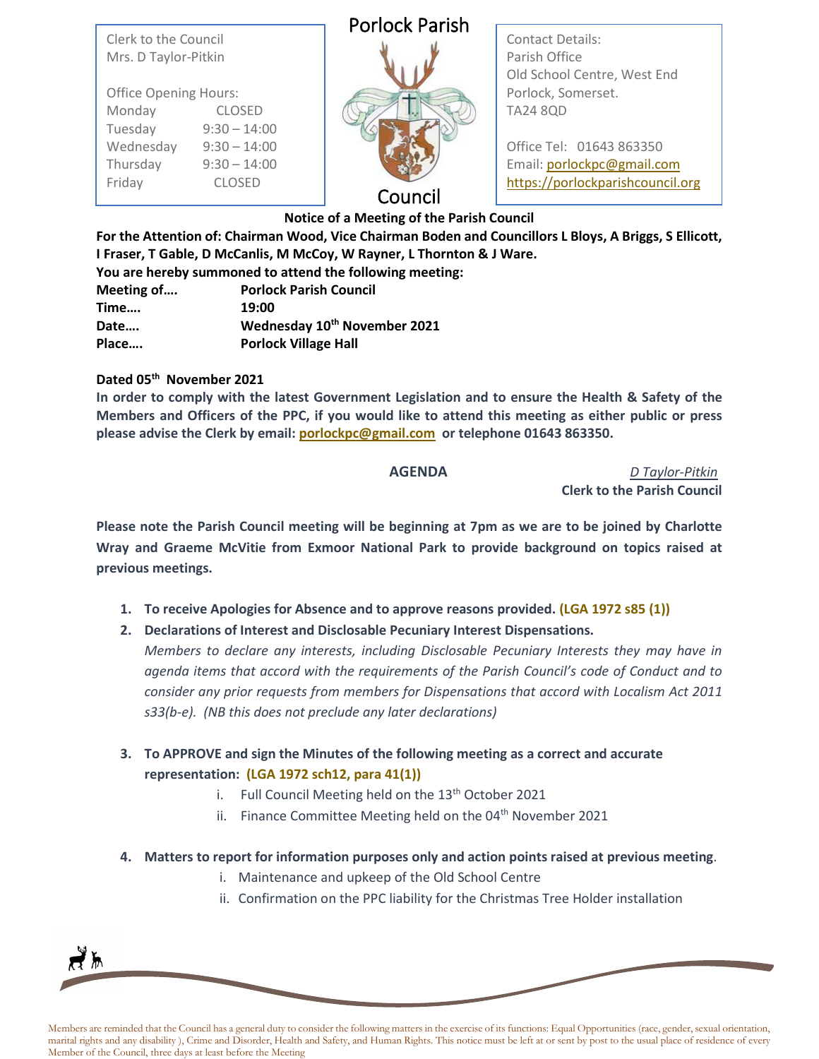Clerk to the Council
Mrs. D Taylor-Pitkin

Office Opening Hours:

| | |
|---|---|
| Monday | CLOSED |
| Tuesday | 9:30 – 14:00 |
| Wednesday | 9:30 – 14:00 |
| Thursday | 9:30 – 14:00 |
| Friday | CLOSED |

# Porlock Parish Council

Contact Details:
Parish Office
Old School Centre, West End
Porlock, Somerset.
TA24 8QD

Office Tel: 01643 863350
Email: porlockpc@gmail.com
https://porlockparishcouncil.org

**Notice of a Meeting of the Parish Council**

**For the Attention of: Chairman Wood, Vice Chairman Boden and Councillors L Bloys, A Briggs, S Ellicott, I Fraser, T Gable, D McCanlis, M McCoy, W Rayner, L Thornton & J Ware.**

**You are hereby summoned to attend the following meeting:**

| | |
|---|---|
| **Meeting of….** | **Porlock Parish Council** |
| **Time….** | **19:00** |
| **Date….** | **Wednesday 10th November 2021** |
| **Place….** | **Porlock Village Hall** |

**Dated 05th November 2021**

**In order to comply with the latest Government Legislation and to ensure the Health & Safety of the Members and Officers of the PPC, if you would like to attend this meeting as either public or press please advise the Clerk by email: porlockpc@gmail.com or telephone 01643 863350.**

## AGENDA

*D Taylor-Pitkin*
**Clerk to the Parish Council**

**Please note the Parish Council meeting will be beginning at 7pm as we are to be joined by Charlotte Wray and Graeme McVitie from Exmoor National Park to provide background on topics raised at previous meetings.**

1. **To receive Apologies for Absence and to approve reasons provided. (LGA 1972 s85 (1))**
2. **Declarations of Interest and Disclosable Pecuniary Interest Dispensations.**
   *Members to declare any interests, including Disclosable Pecuniary Interests they may have in agenda items that accord with the requirements of the Parish Council's code of Conduct and to consider any prior requests from members for Dispensations that accord with Localism Act 2011 s33(b-e). (NB this does not preclude any later declarations)*
3. **To APPROVE and sign the Minutes of the following meeting as a correct and accurate representation: (LGA 1972 sch12, para 41(1))**
   i. Full Council Meeting held on the 13th October 2021
   ii. Finance Committee Meeting held on the 04th November 2021
4. **Matters to report for information purposes only and action points raised at previous meeting**.
   i. Maintenance and upkeep of the Old School Centre
   ii. Confirmation on the PPC liability for the Christmas Tree Holder installation

Members are reminded that the Council has a general duty to consider the following matters in the exercise of its functions: Equal Opportunities (race, gender, sexual orientation, marital rights and any disability ), Crime and Disorder, Health and Safety, and Human Rights. This notice must be left at or sent by post to the usual place of residence of every Member of the Council, three days at least before the Meeting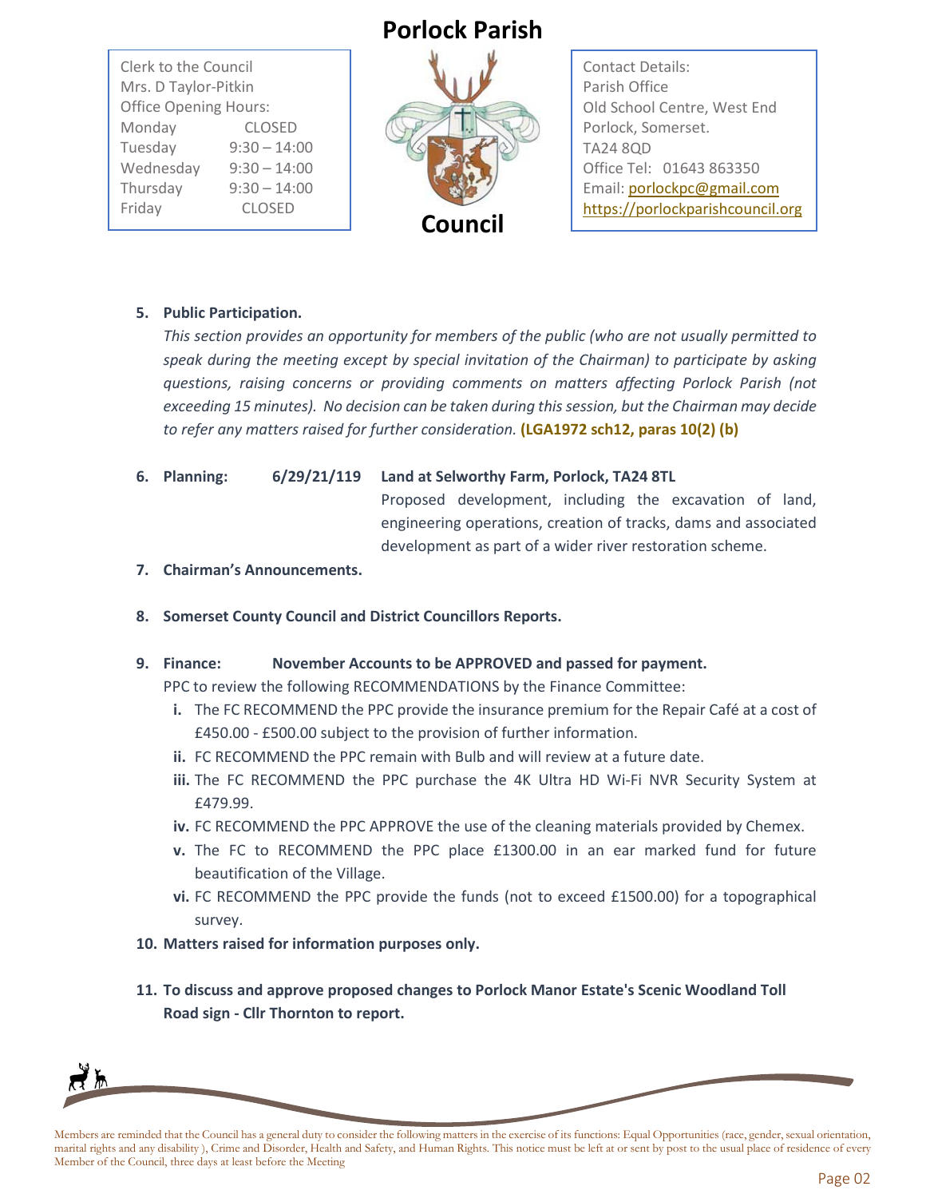# Porlock Parish Council

Clerk to the Council
Mrs. D Taylor-Pitkin
Office Opening Hours:

| Day | Hours |
|---|---|
| Monday | CLOSED |
| Tuesday | 9:30 – 14:00 |
| Wednesday | 9:30 – 14:00 |
| Thursday | 9:30 – 14:00 |
| Friday | CLOSED |

Contact Details:
Parish Office
Old School Centre, West End
Porlock, Somerset.
TA24 8QD
Office Tel: 01643 863350
Email: porlockpc@gmail.com
https://porlockparishcouncil.org

5. **Public Participation.**
   *This section provides an opportunity for members of the public (who are not usually permitted to speak during the meeting except by special invitation of the Chairman) to participate by asking questions, raising concerns or providing comments on matters affecting Porlock Parish (not exceeding 15 minutes). No decision can be taken during this session, but the Chairman may decide to refer any matters raised for further consideration.* **(LGA1972 sch12, paras 10(2) (b)**

6. **Planning: 6/29/21/119 Land at Selworthy Farm, Porlock, TA24 8TL**
   Proposed development, including the excavation of land, engineering operations, creation of tracks, dams and associated development as part of a wider river restoration scheme.

7. **Chairman's Announcements.**

8. **Somerset County Council and District Councillors Reports.**

9. **Finance: November Accounts to be APPROVED and passed for payment.**
   PPC to review the following RECOMMENDATIONS by the Finance Committee:
   - **i.** The FC RECOMMEND the PPC provide the insurance premium for the Repair Café at a cost of £450.00 - £500.00 subject to the provision of further information.
   - **ii.** FC RECOMMEND the PPC remain with Bulb and will review at a future date.
   - **iii.** The FC RECOMMEND the PPC purchase the 4K Ultra HD Wi-Fi NVR Security System at £479.99.
   - **iv.** FC RECOMMEND the PPC APPROVE the use of the cleaning materials provided by Chemex.
   - **v.** The FC to RECOMMEND the PPC place £1300.00 in an ear marked fund for future beautification of the Village.
   - **vi.** FC RECOMMEND the PPC provide the funds (not to exceed £1500.00) for a topographical survey.

10. **Matters raised for information purposes only.**

11. **To discuss and approve proposed changes to Porlock Manor Estate's Scenic Woodland Toll Road sign - Cllr Thornton to report.**

Members are reminded that the Council has a general duty to consider the following matters in the exercise of its functions: Equal Opportunities (race, gender, sexual orientation, marital rights and any disability ), Crime and Disorder, Health and Safety, and Human Rights. This notice must be left at or sent by post to the usual place of residence of every Member of the Council, three days at least before the Meeting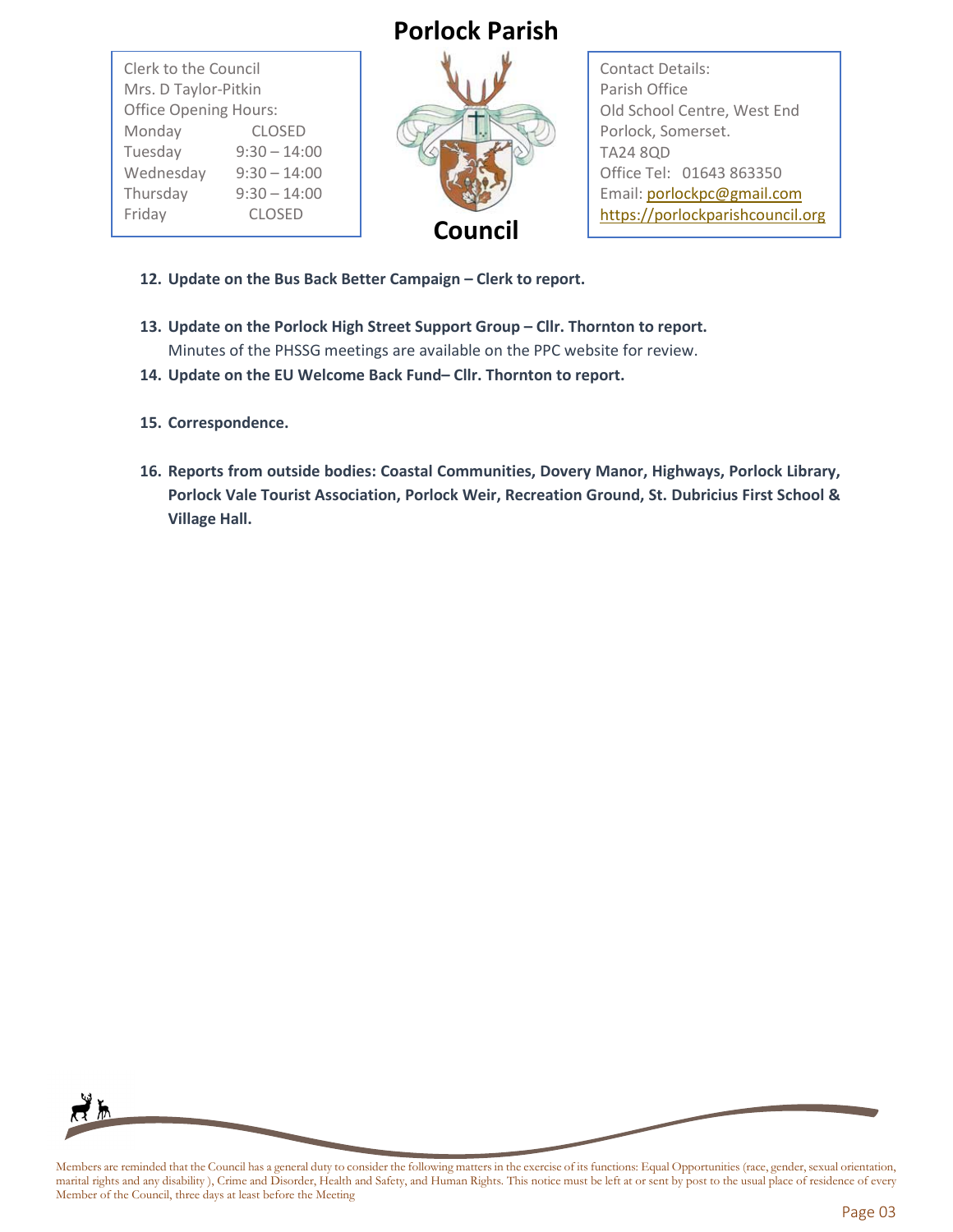12. **Update on the Bus Back Better Campaign – Clerk to report.**

13. **Update on the Porlock High Street Support Group – Cllr. Thornton to report.**
    Minutes of the PHSSG meetings are available on the PPC website for review.
14. **Update on the EU Welcome Back Fund– Cllr. Thornton to report.**

15. **Correspondence.**

16. **Reports from outside bodies: Coastal Communities, Dovery Manor, Highways, Porlock Library, Porlock Vale Tourist Association, Porlock Weir, Recreation Ground, St. Dubricius First School & Village Hall.**